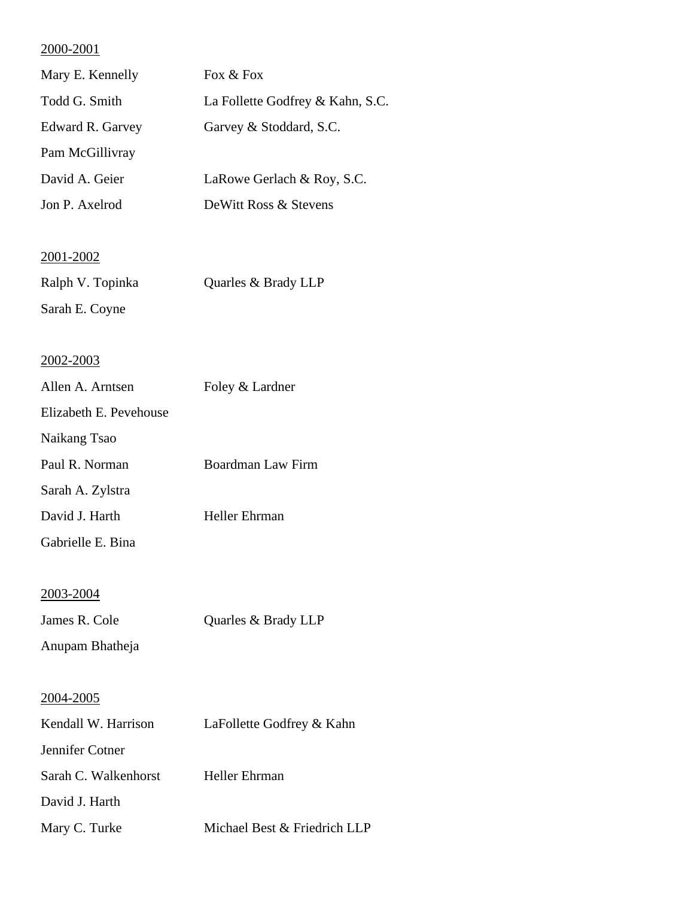<u>2000-2001</u>

| | |
|---|---|
| Mary E. Kennelly | Fox & Fox |
| Todd G. Smith | La Follette Godfrey & Kahn, S.C. |
| Edward R. Garvey | Garvey & Stoddard, S.C. |
| Pam McGillivray | |
| David A. Geier | LaRowe Gerlach & Roy, S.C. |
| Jon P. Axelrod | DeWitt Ross & Stevens |

<u>2001-2002</u>

| | |
|---|---|
| Ralph V. Topinka | Quarles & Brady LLP |
| Sarah E. Coyne | |

<u>2002-2003</u>

| | |
|---|---|
| Allen A. Arntsen | Foley & Lardner |
| Elizabeth E. Pevehouse | |
| Naikang Tsao | |
| Paul R. Norman | Boardman Law Firm |
| Sarah A. Zylstra | |
| David J. Harth | Heller Ehrman |
| Gabrielle E. Bina | |

<u>2003-2004</u>

| | |
|---|---|
| James R. Cole | Quarles & Brady LLP |
| Anupam Bhatheja | |

<u>2004-2005</u>

| | |
|---|---|
| Kendall W. Harrison | LaFollette Godfrey & Kahn |
| Jennifer Cotner | |
| Sarah C. Walkenhorst | Heller Ehrman |
| David J. Harth | |
| Mary C. Turke | Michael Best & Friedrich LLP |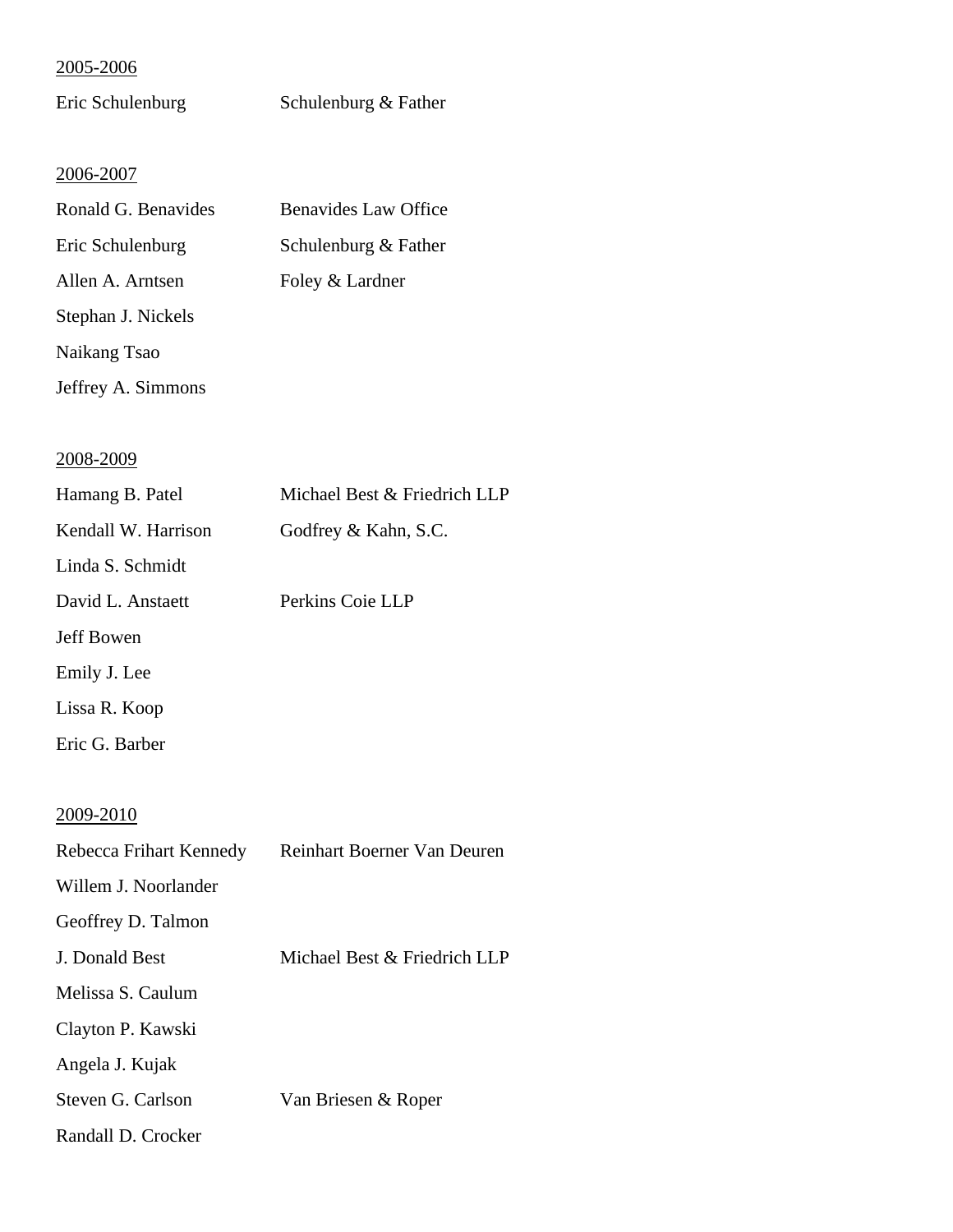<u>2005-2006</u>

| | |
|---|---|
| Eric Schulenburg | Schulenburg & Father |

<u>2006-2007</u>

| | |
|---|---|
| Ronald G. Benavides | Benavides Law Office |
| Eric Schulenburg | Schulenburg & Father |
| Allen A. Arntsen | Foley & Lardner |
| Stephan J. Nickels | |
| Naikang Tsao | |
| Jeffrey A. Simmons | |

<u>2008-2009</u>

| | |
|---|---|
| Hamang B. Patel | Michael Best & Friedrich LLP |
| Kendall W. Harrison | Godfrey & Kahn, S.C. |
| Linda S. Schmidt | |
| David L. Anstaett | Perkins Coie LLP |
| Jeff Bowen | |
| Emily J. Lee | |
| Lissa R. Koop | |
| Eric G. Barber | |

<u>2009-2010</u>

| | |
|---|---|
| Rebecca Frihart Kennedy | Reinhart Boerner Van Deuren |
| Willem J. Noorlander | |
| Geoffrey D. Talmon | |
| J. Donald Best | Michael Best & Friedrich LLP |
| Melissa S. Caulum | |
| Clayton P. Kawski | |
| Angela J. Kujak | |
| Steven G. Carlson | Van Briesen & Roper |
| Randall D. Crocker | |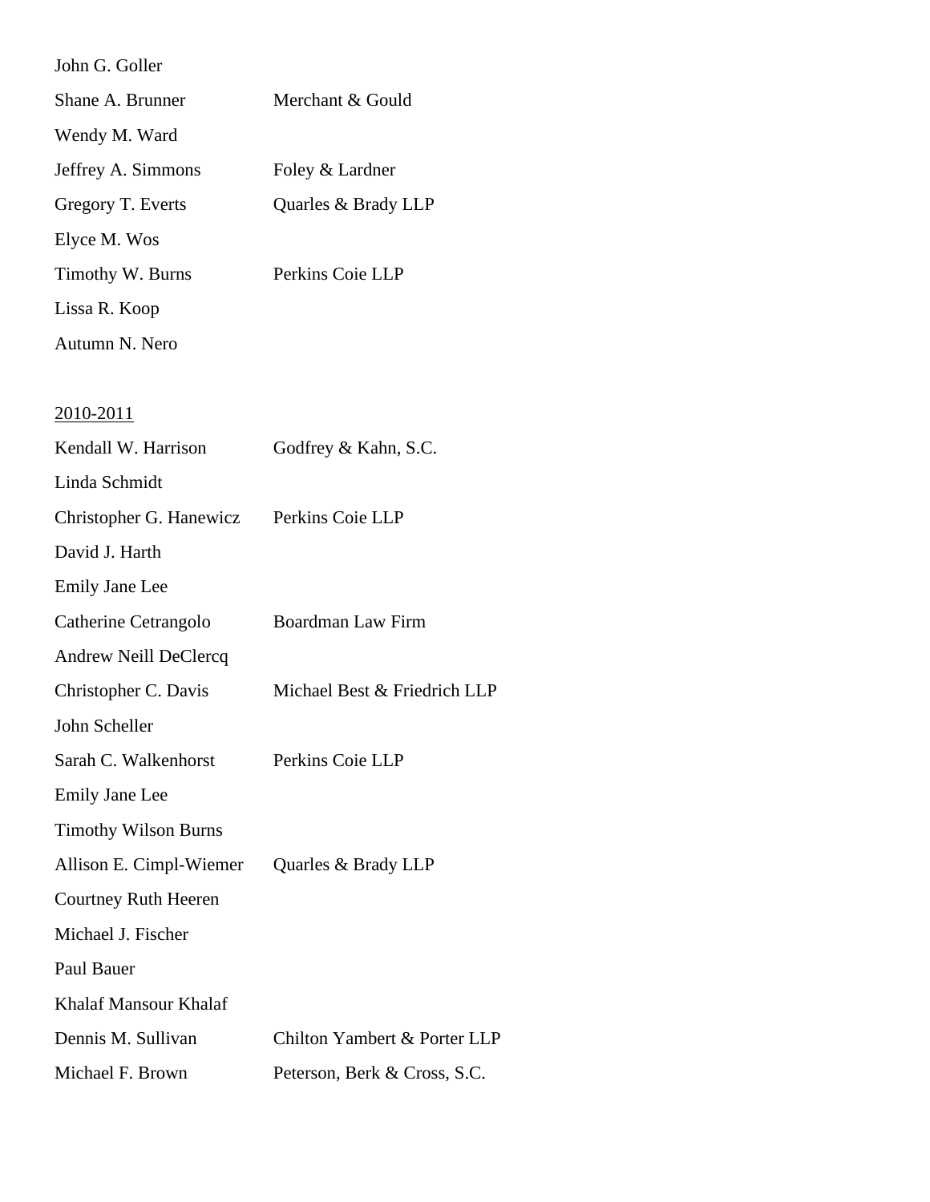| | |
|---|---|
| John G. Goller | |
| Shane A. Brunner | Merchant & Gould |
| Wendy M. Ward | |
| Jeffrey A. Simmons | Foley & Lardner |
| Gregory T. Everts | Quarles & Brady LLP |
| Elyce M. Wos | |
| Timothy W. Burns | Perkins Coie LLP |
| Lissa R. Koop | |
| Autumn N. Nero | |

<u>2010-2011</u>

| | |
|---|---|
| Kendall W. Harrison | Godfrey & Kahn, S.C. |
| Linda Schmidt | |
| Christopher G. Hanewicz | Perkins Coie LLP |
| David J. Harth | |
| Emily Jane Lee | |
| Catherine Cetrangolo | Boardman Law Firm |
| Andrew Neill DeClercq | |
| Christopher C. Davis | Michael Best & Friedrich LLP |
| John Scheller | |
| Sarah C. Walkenhorst | Perkins Coie LLP |
| Emily Jane Lee | |
| Timothy Wilson Burns | |
| Allison E. Cimpl-Wiemer | Quarles & Brady LLP |
| Courtney Ruth Heeren | |
| Michael J. Fischer | |
| Paul Bauer | |
| Khalaf Mansour Khalaf | |
| Dennis M. Sullivan | Chilton Yambert & Porter LLP |
| Michael F. Brown | Peterson, Berk & Cross, S.C. |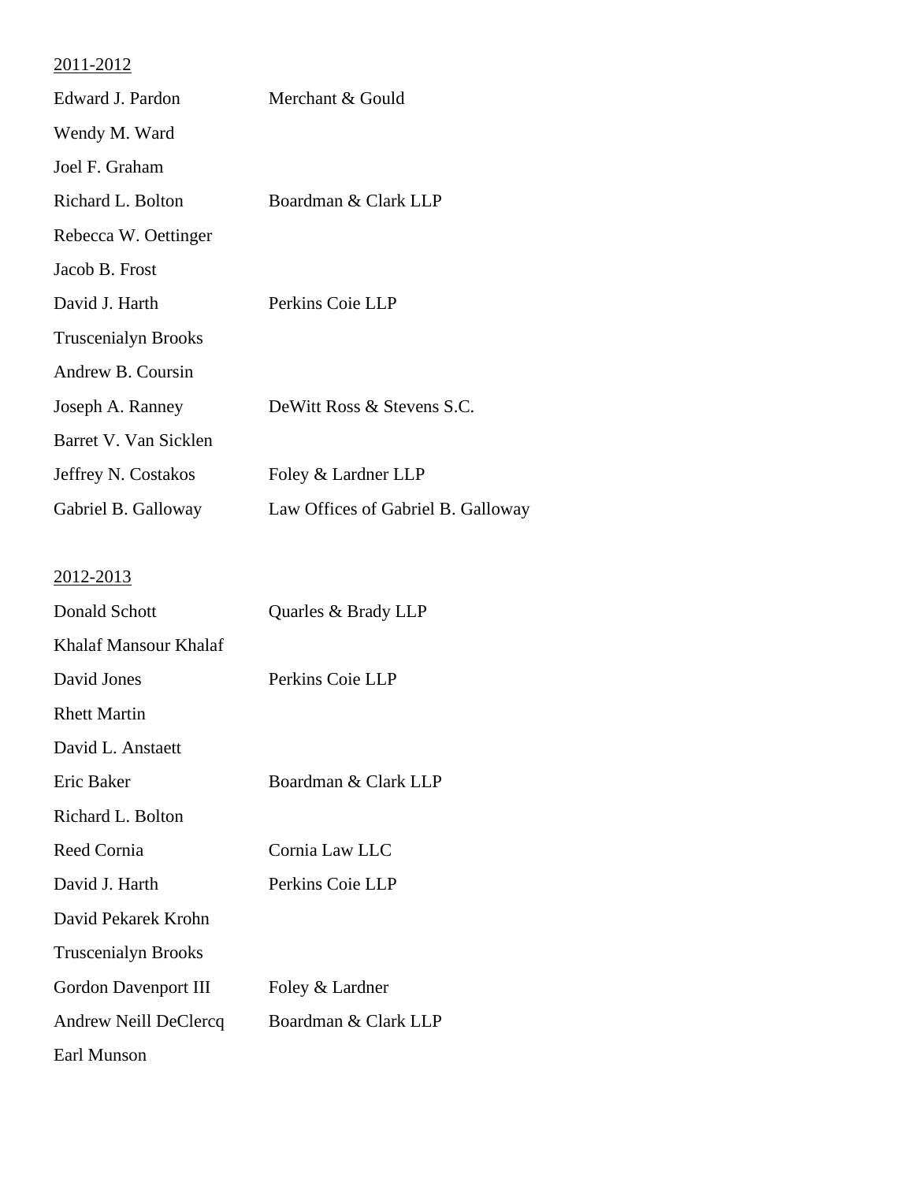<u>2011-2012</u>

| | |
|---|---|
| Edward J. Pardon | Merchant & Gould |
| Wendy M. Ward | |
| Joel F. Graham | |
| Richard L. Bolton | Boardman & Clark LLP |
| Rebecca W. Oettinger | |
| Jacob B. Frost | |
| David J. Harth | Perkins Coie LLP |
| Truscenialyn Brooks | |
| Andrew B. Coursin | |
| Joseph A. Ranney | DeWitt Ross & Stevens S.C. |
| Barret V. Van Sicklen | |
| Jeffrey N. Costakos | Foley & Lardner LLP |
| Gabriel B. Galloway | Law Offices of Gabriel B. Galloway |

<u>2012-2013</u>

| | |
|---|---|
| Donald Schott | Quarles & Brady LLP |
| Khalaf Mansour Khalaf | |
| David Jones | Perkins Coie LLP |
| Rhett Martin | |
| David L. Anstaett | |
| Eric Baker | Boardman & Clark LLP |
| Richard L. Bolton | |
| Reed Cornia | Cornia Law LLC |
| David J. Harth | Perkins Coie LLP |
| David Pekarek Krohn | |
| Truscenialyn Brooks | |
| Gordon Davenport III | Foley & Lardner |
| Andrew Neill DeClercq | Boardman & Clark LLP |
| Earl Munson | |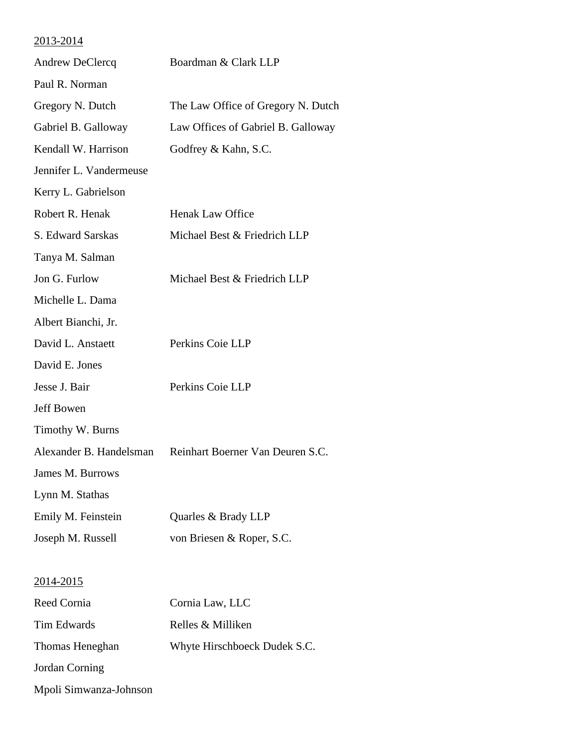2013-2014

| | |
|---|---|
| Andrew DeClercq | Boardman & Clark LLP |
| Paul R. Norman | |
| Gregory N. Dutch | The Law Office of Gregory N. Dutch |
| Gabriel B. Galloway | Law Offices of Gabriel B. Galloway |
| Kendall W. Harrison | Godfrey & Kahn, S.C. |
| Jennifer L. Vandermeuse | |
| Kerry L. Gabrielson | |
| Robert R. Henak | Henak Law Office |
| S. Edward Sarskas | Michael Best & Friedrich LLP |
| Tanya M. Salman | |
| Jon G. Furlow | Michael Best & Friedrich LLP |
| Michelle L. Dama | |
| Albert Bianchi, Jr. | |
| David L. Anstaett | Perkins Coie LLP |
| David E. Jones | |
| Jesse J. Bair | Perkins Coie LLP |
| Jeff Bowen | |
| Timothy W. Burns | |
| Alexander B. Handelsman | Reinhart Boerner Van Deuren S.C. |
| James M. Burrows | |
| Lynn M. Stathas | |
| Emily M. Feinstein | Quarles & Brady LLP |
| Joseph M. Russell | von Briesen & Roper, S.C. |

2014-2015

| | |
|---|---|
| Reed Cornia | Cornia Law, LLC |
| Tim Edwards | Relles & Milliken |
| Thomas Heneghan | Whyte Hirschboeck Dudek S.C. |
| Jordan Corning | |
| Mpoli Simwanza-Johnson | |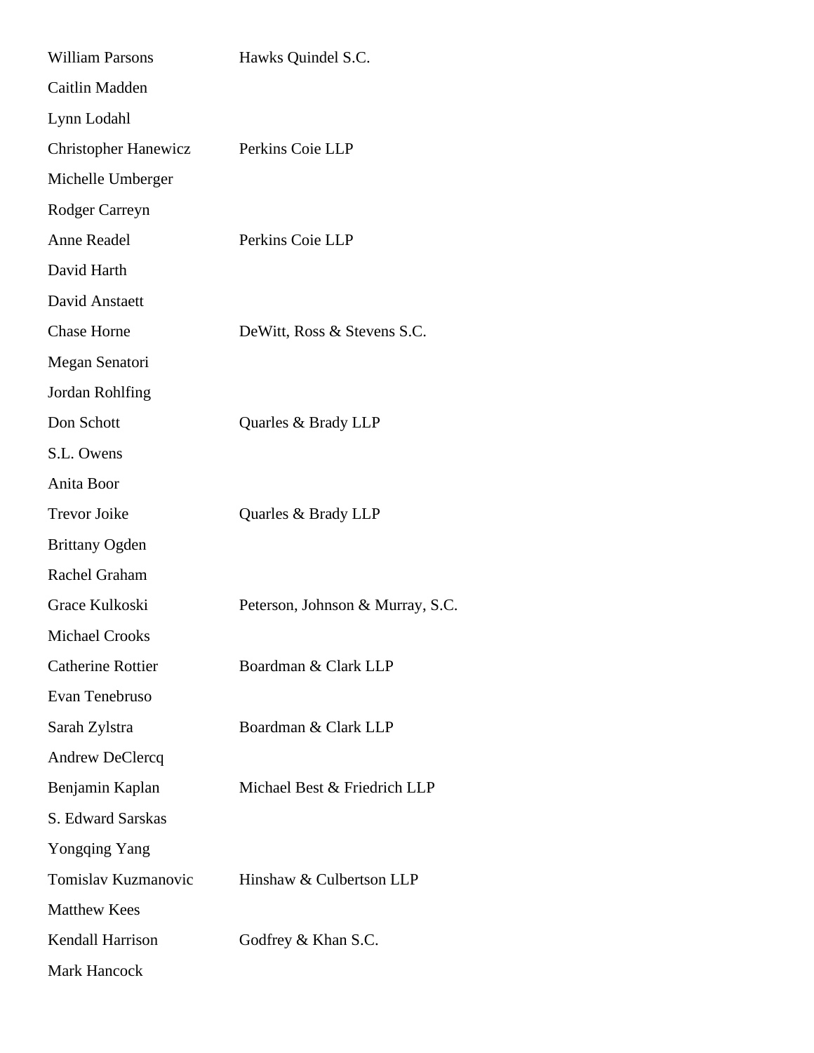| | |
|---|---|
| William Parsons | Hawks Quindel S.C. |
| Caitlin Madden | |
| Lynn Lodahl | |
| Christopher Hanewicz | Perkins Coie LLP |
| Michelle Umberger | |
| Rodger Carreyn | |
| Anne Readel | Perkins Coie LLP |
| David Harth | |
| David Anstaett | |
| Chase Horne | DeWitt, Ross & Stevens S.C. |
| Megan Senatori | |
| Jordan Rohlfing | |
| Don Schott | Quarles & Brady LLP |
| S.L. Owens | |
| Anita Boor | |
| Trevor Joike | Quarles & Brady LLP |
| Brittany Ogden | |
| Rachel Graham | |
| Grace Kulkoski | Peterson, Johnson & Murray, S.C. |
| Michael Crooks | |
| Catherine Rottier | Boardman & Clark LLP |
| Evan Tenebruso | |
| Sarah Zylstra | Boardman & Clark LLP |
| Andrew DeClercq | |
| Benjamin Kaplan | Michael Best & Friedrich LLP |
| S. Edward Sarskas | |
| Yongqing Yang | |
| Tomislav Kuzmanovic | Hinshaw & Culbertson LLP |
| Matthew Kees | |
| Kendall Harrison | Godfrey & Khan S.C. |
| Mark Hancock | |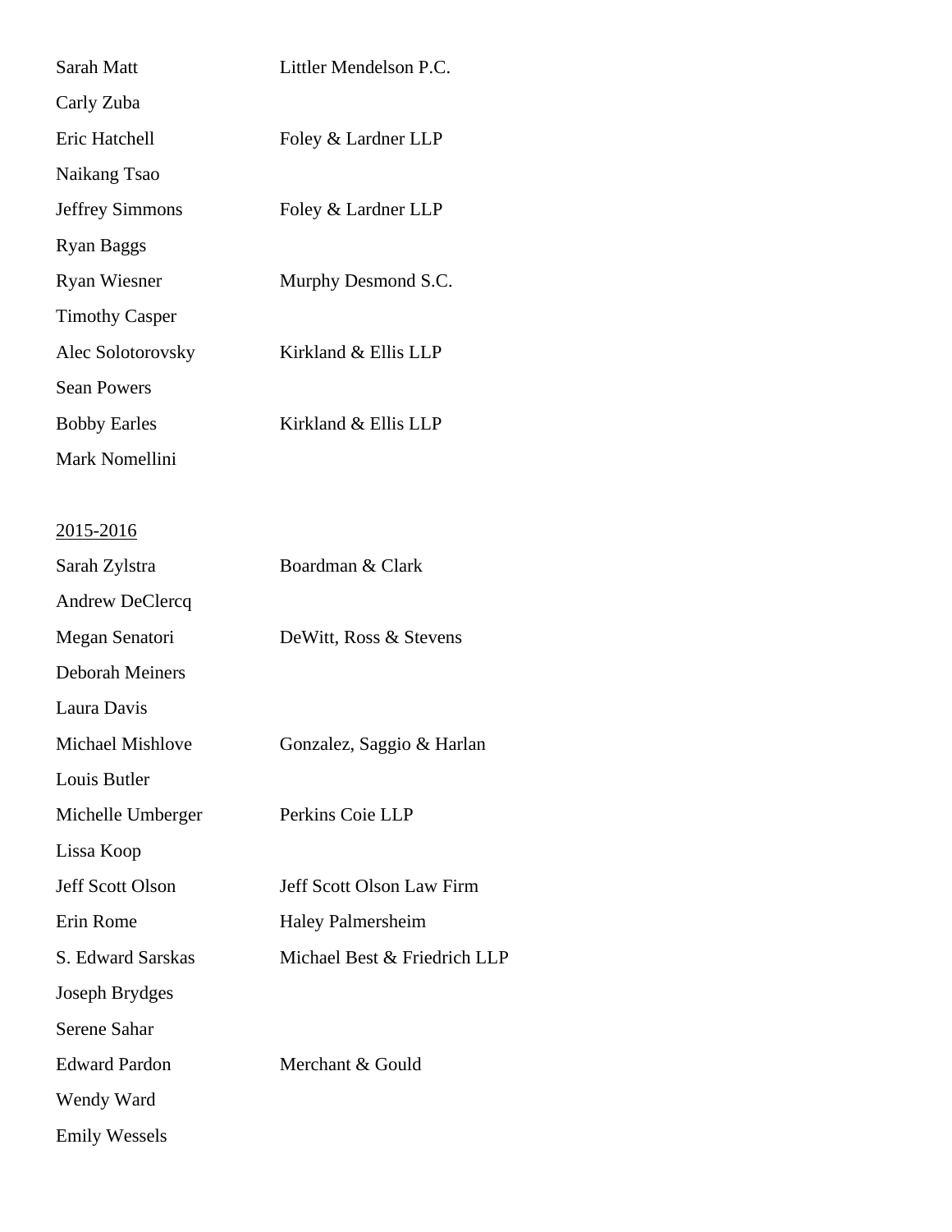| | |
|---|---|
| Sarah Matt | Littler Mendelson P.C. |
| Carly Zuba | |
| Eric Hatchell | Foley & Lardner LLP |
| Naikang Tsao | |
| Jeffrey Simmons | Foley & Lardner LLP |
| Ryan Baggs | |
| Ryan Wiesner | Murphy Desmond S.C. |
| Timothy Casper | |
| Alec Solotorovsky | Kirkland & Ellis LLP |
| Sean Powers | |
| Bobby Earles | Kirkland & Ellis LLP |
| Mark Nomellini | |

<u>2015-2016</u>

| | |
|---|---|
| Sarah Zylstra | Boardman & Clark |
| Andrew DeClercq | |
| Megan Senatori | DeWitt, Ross & Stevens |
| Deborah Meiners | |
| Laura Davis | |
| Michael Mishlove | Gonzalez, Saggio & Harlan |
| Louis Butler | |
| Michelle Umberger | Perkins Coie LLP |
| Lissa Koop | |
| Jeff Scott Olson | Jeff Scott Olson Law Firm |
| Erin Rome | Haley Palmersheim |
| S. Edward Sarskas | Michael Best & Friedrich LLP |
| Joseph Brydges | |
| Serene Sahar | |
| Edward Pardon | Merchant & Gould |
| Wendy Ward | |
| Emily Wessels | |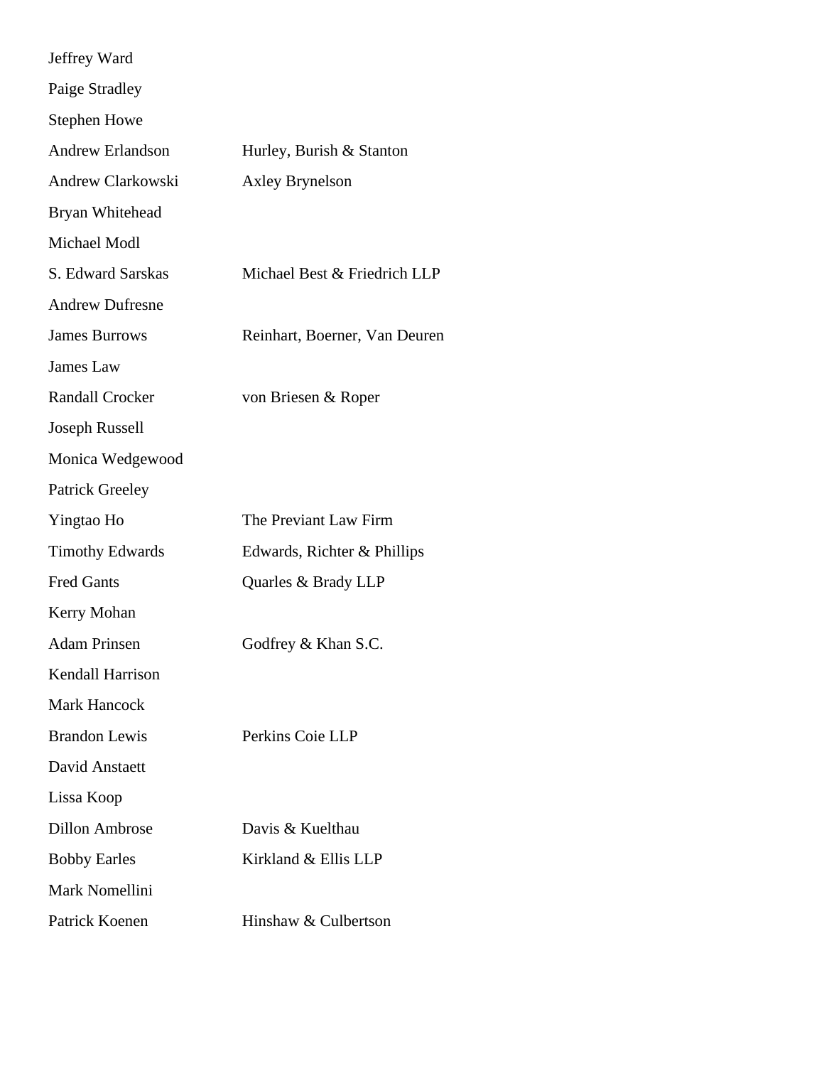| | |
|---|---|
| Jeffrey Ward | |
| Paige Stradley | |
| Stephen Howe | |
| Andrew Erlandson | Hurley, Burish & Stanton |
| Andrew Clarkowski | Axley Brynelson |
| Bryan Whitehead | |
| Michael Modl | |
| S. Edward Sarskas | Michael Best & Friedrich LLP |
| Andrew Dufresne | |
| James Burrows | Reinhart, Boerner, Van Deuren |
| James Law | |
| Randall Crocker | von Briesen & Roper |
| Joseph Russell | |
| Monica Wedgewood | |
| Patrick Greeley | |
| Yingtao Ho | The Previant Law Firm |
| Timothy Edwards | Edwards, Richter & Phillips |
| Fred Gants | Quarles & Brady LLP |
| Kerry Mohan | |
| Adam Prinsen | Godfrey & Khan S.C. |
| Kendall Harrison | |
| Mark Hancock | |
| Brandon Lewis | Perkins Coie LLP |
| David Anstaett | |
| Lissa Koop | |
| Dillon Ambrose | Davis & Kuelthau |
| Bobby Earles | Kirkland & Ellis LLP |
| Mark Nomellini | |
| Patrick Koenen | Hinshaw & Culbertson |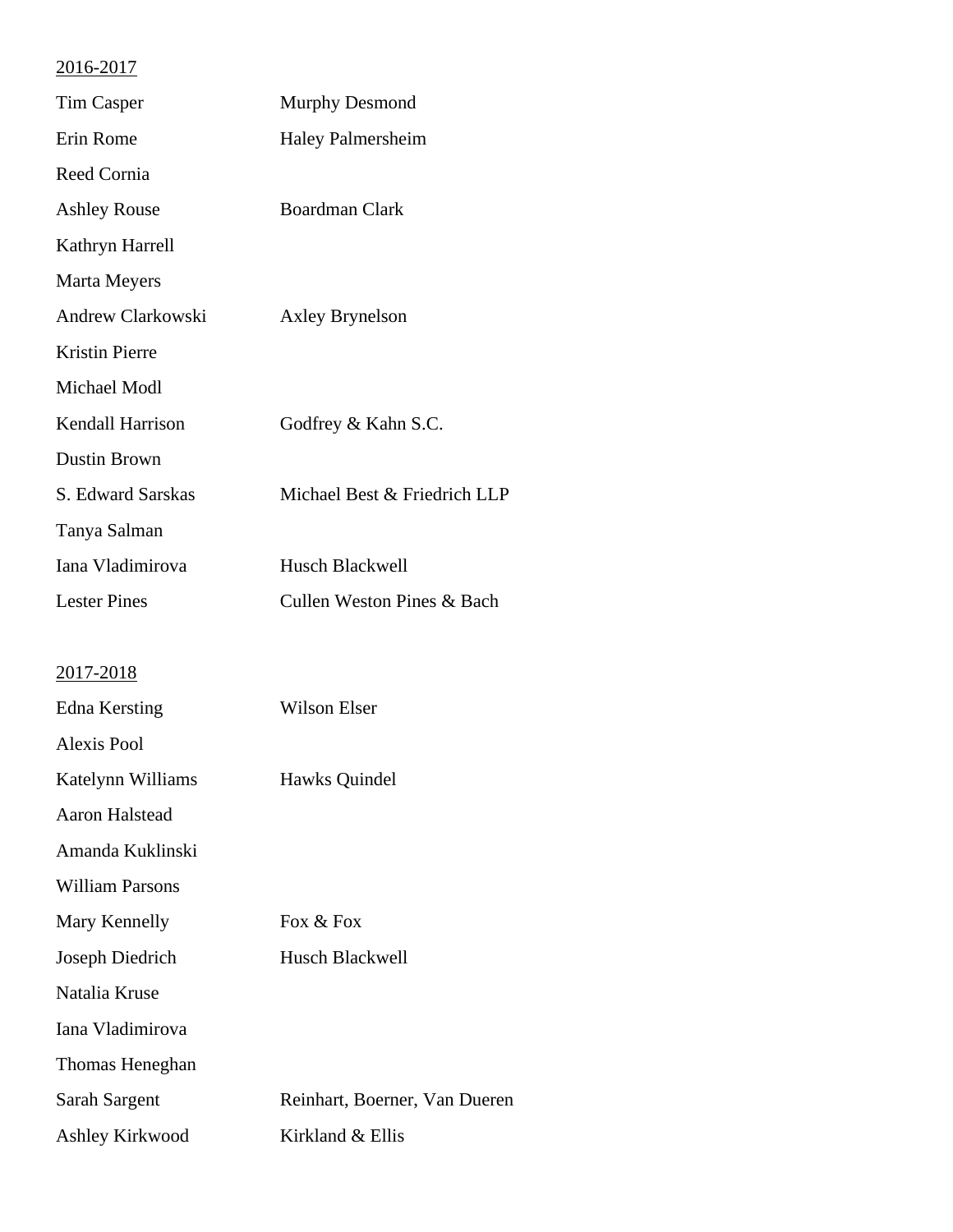<u>2016-2017</u>

| | |
|---|---|
| Tim Casper | Murphy Desmond |
| Erin Rome | Haley Palmersheim |
| Reed Cornia | |
| Ashley Rouse | Boardman Clark |
| Kathryn Harrell | |
| Marta Meyers | |
| Andrew Clarkowski | Axley Brynelson |
| Kristin Pierre | |
| Michael Modl | |
| Kendall Harrison | Godfrey & Kahn S.C. |
| Dustin Brown | |
| S. Edward Sarskas | Michael Best & Friedrich LLP |
| Tanya Salman | |
| Iana Vladimirova | Husch Blackwell |
| Lester Pines | Cullen Weston Pines & Bach |

<u>2017-2018</u>

| | |
|---|---|
| Edna Kersting | Wilson Elser |
| Alexis Pool | |
| Katelynn Williams | Hawks Quindel |
| Aaron Halstead | |
| Amanda Kuklinski | |
| William Parsons | |
| Mary Kennelly | Fox & Fox |
| Joseph Diedrich | Husch Blackwell |
| Natalia Kruse | |
| Iana Vladimirova | |
| Thomas Heneghan | |
| Sarah Sargent | Reinhart, Boerner, Van Dueren |
| Ashley Kirkwood | Kirkland & Ellis |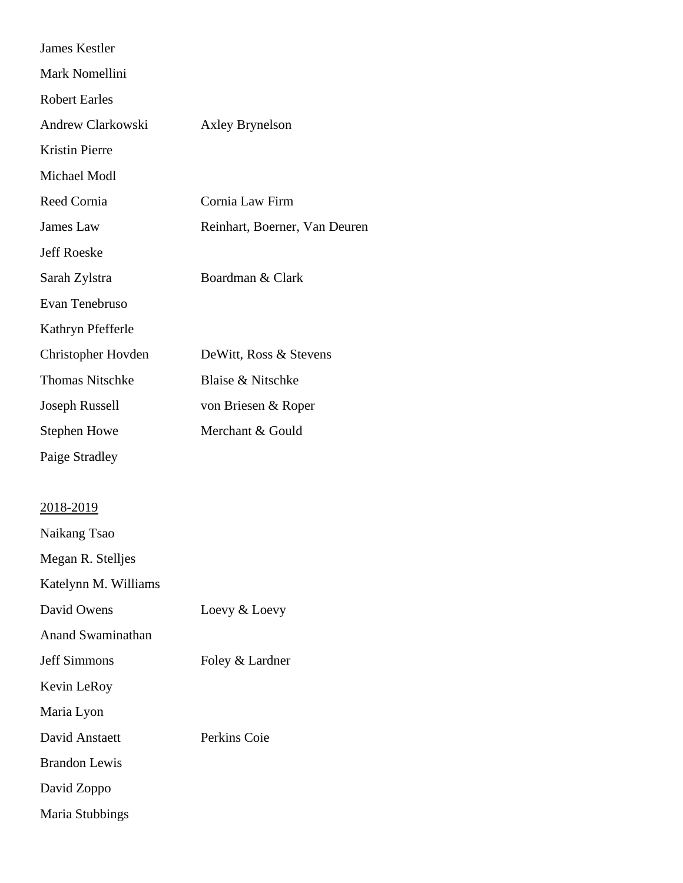| | |
|---|---|
| James Kestler | |
| Mark Nomellini | |
| Robert Earles | |
| Andrew Clarkowski | Axley Brynelson |
| Kristin Pierre | |
| Michael Modl | |
| Reed Cornia | Cornia Law Firm |
| James Law | Reinhart, Boerner, Van Deuren |
| Jeff Roeske | |
| Sarah Zylstra | Boardman & Clark |
| Evan Tenebruso | |
| Kathryn Pfefferle | |
| Christopher Hovden | DeWitt, Ross & Stevens |
| Thomas Nitschke | Blaise & Nitschke |
| Joseph Russell | von Briesen & Roper |
| Stephen Howe | Merchant & Gould |
| Paige Stradley | |

<u>2018-2019</u>

| | |
|---|---|
| Naikang Tsao | |
| Megan R. Stelljes | |
| Katelynn M. Williams | |
| David Owens | Loevy & Loevy |
| Anand Swaminathan | |
| Jeff Simmons | Foley & Lardner |
| Kevin LeRoy | |
| Maria Lyon | |
| David Anstaett | Perkins Coie |
| Brandon Lewis | |
| David Zoppo | |
| Maria Stubbings | |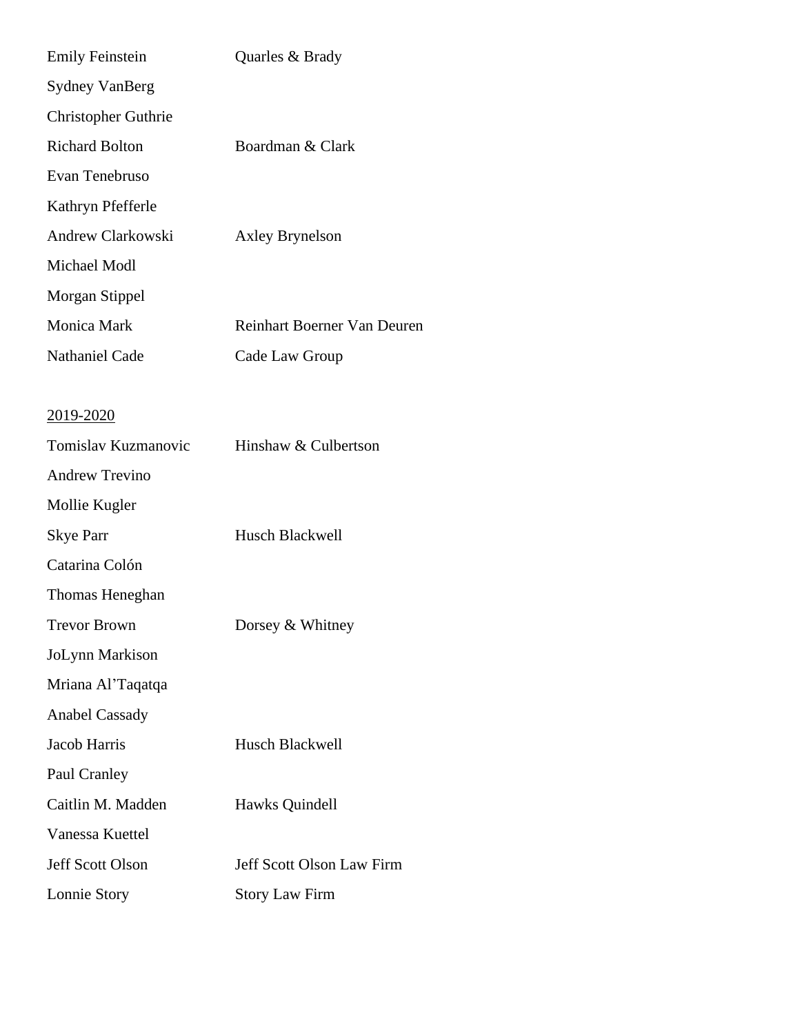| | |
|---|---|
| Emily Feinstein | Quarles & Brady |
| Sydney VanBerg | |
| Christopher Guthrie | |
| Richard Bolton | Boardman & Clark |
| Evan Tenebruso | |
| Kathryn Pfefferle | |
| Andrew Clarkowski | Axley Brynelson |
| Michael Modl | |
| Morgan Stippel | |
| Monica Mark | Reinhart Boerner Van Deuren |
| Nathaniel Cade | Cade Law Group |

<u>2019-2020</u>

| | |
|---|---|
| Tomislav Kuzmanovic | Hinshaw & Culbertson |
| Andrew Trevino | |
| Mollie Kugler | |
| Skye Parr | Husch Blackwell |
| Catarina Colón | |
| Thomas Heneghan | |
| Trevor Brown | Dorsey & Whitney |
| JoLynn Markison | |
| Mriana Al'Taqatqa | |
| Anabel Cassady | |
| Jacob Harris | Husch Blackwell |
| Paul Cranley | |
| Caitlin M. Madden | Hawks Quindell |
| Vanessa Kuettel | |
| Jeff Scott Olson | Jeff Scott Olson Law Firm |
| Lonnie Story | Story Law Firm |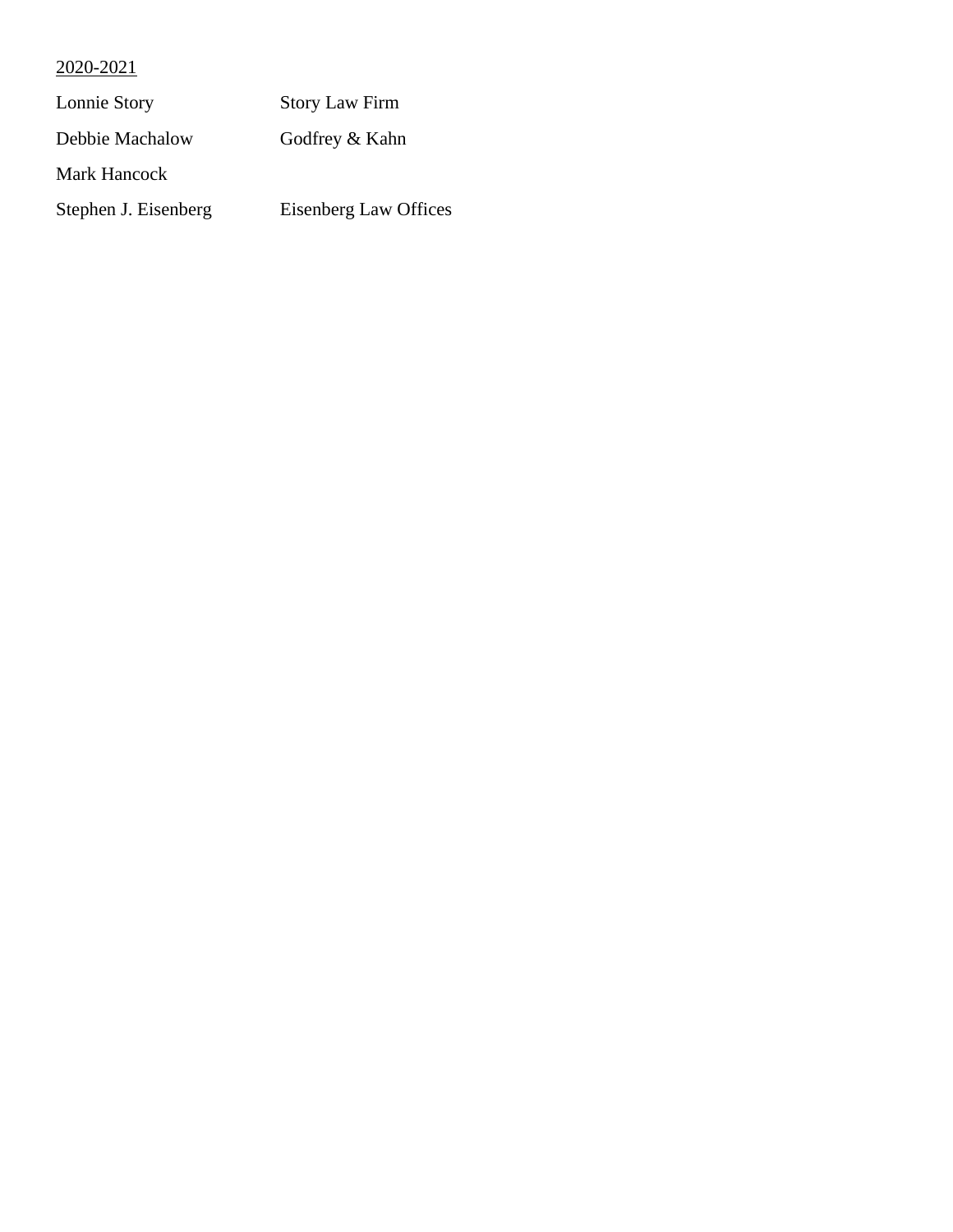<u>2020-2021</u>

| | |
|---|---|
| Lonnie Story | Story Law Firm |
| Debbie Machalow | Godfrey & Kahn |
| Mark Hancock | |
| Stephen J. Eisenberg | Eisenberg Law Offices |